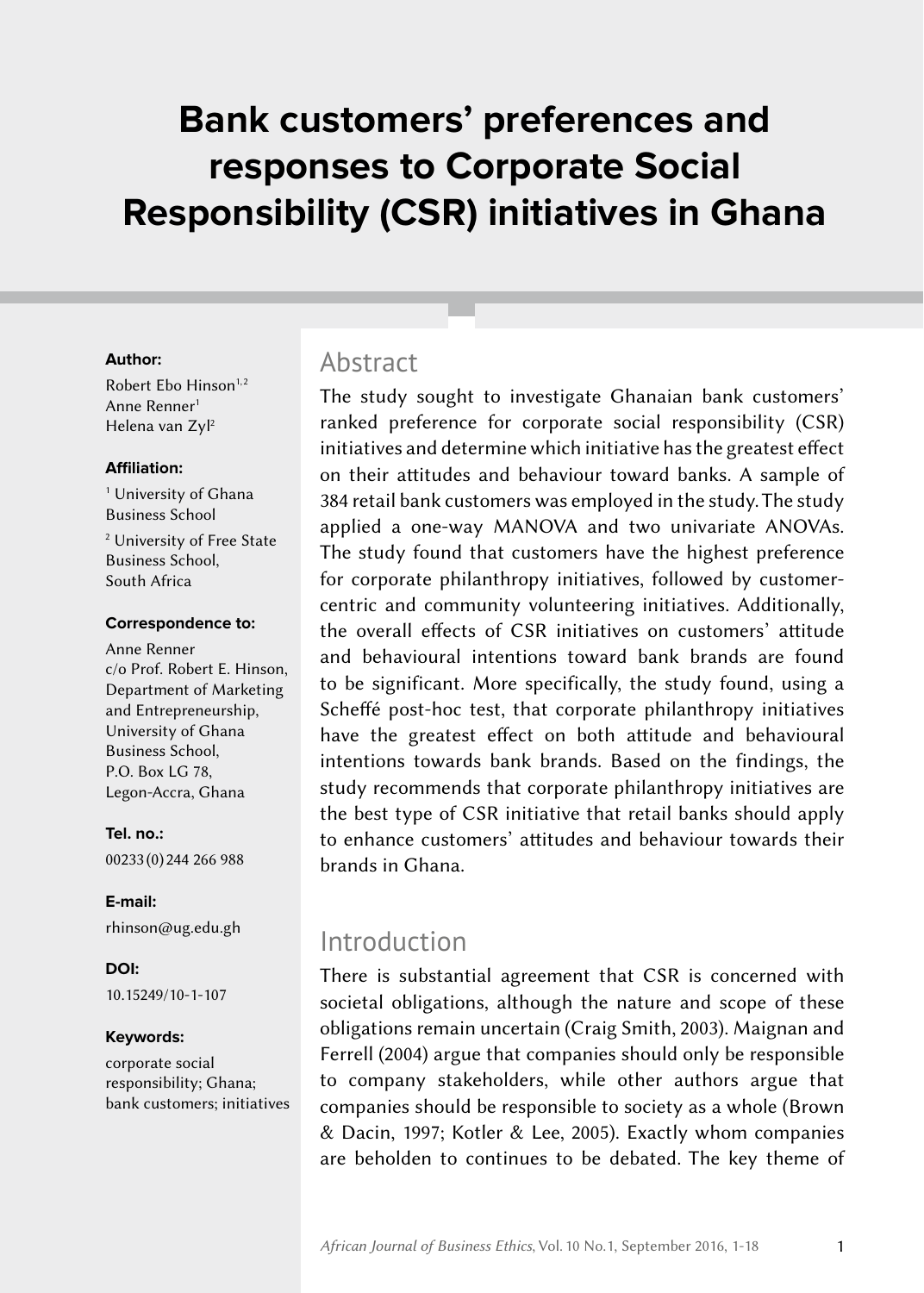# Bank customers' preferences and responses to Corporate Social Responsibility (CSR) initiatives in Ghana

**Author:**

Robert Ebo Hinson[1,2]
Anne Renner[1]
Helena van Zyl[2]

**Affiliation:**

[1] University of Ghana Business School

[2] University of Free State Business School, South Africa

**Correspondence to:**

Anne Renner
c/o Prof. Robert E. Hinson, Department of Marketing and Entrepreneurship, University of Ghana Business School, P.O. Box LG 78, Legon-Accra, Ghana

**Tel. no.:**

00233 (0) 244 266 988

**E-mail:**

rhinson@ug.edu.gh

**DOI:**

10.15249/10-1-107

**Keywords:**

corporate social responsibility; Ghana; bank customers; initiatives

## Abstract

The study sought to investigate Ghanaian bank customers' ranked preference for corporate social responsibility (CSR) initiatives and determine which initiative has the greatest effect on their attitudes and behaviour toward banks. A sample of 384 retail bank customers was employed in the study. The study applied a one-way MANOVA and two univariate ANOVAs. The study found that customers have the highest preference for corporate philanthropy initiatives, followed by customer-centric and community volunteering initiatives. Additionally, the overall effects of CSR initiatives on customers' attitude and behavioural intentions toward bank brands are found to be significant. More specifically, the study found, using a Scheffé post-hoc test, that corporate philanthropy initiatives have the greatest effect on both attitude and behavioural intentions towards bank brands. Based on the findings, the study recommends that corporate philanthropy initiatives are the best type of CSR initiative that retail banks should apply to enhance customers' attitudes and behaviour towards their brands in Ghana.

## Introduction

There is substantial agreement that CSR is concerned with societal obligations, although the nature and scope of these obligations remain uncertain (Craig Smith, 2003). Maignan and Ferrell (2004) argue that companies should only be responsible to company stakeholders, while other authors argue that companies should be responsible to society as a whole (Brown & Dacin, 1997; Kotler & Lee, 2005). Exactly whom companies are beholden to continues to be debated. The key theme of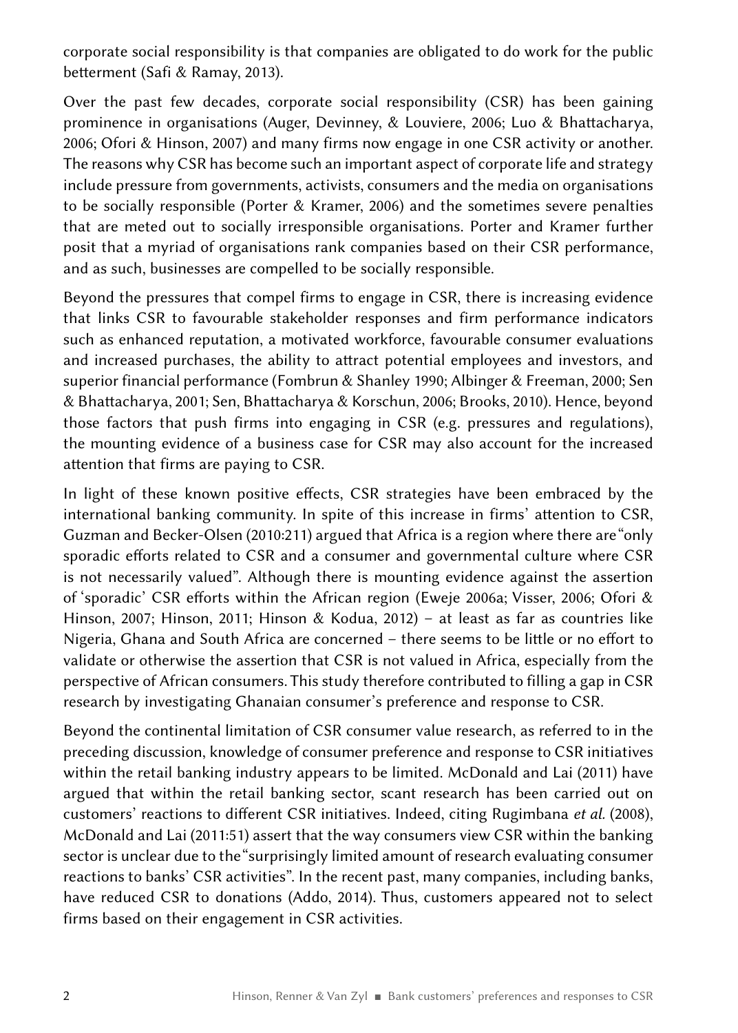corporate social responsibility is that companies are obligated to do work for the public betterment (Safi & Ramay, 2013).

Over the past few decades, corporate social responsibility (CSR) has been gaining prominence in organisations (Auger, Devinney, & Louviere, 2006; Luo & Bhattacharya, 2006; Ofori & Hinson, 2007) and many firms now engage in one CSR activity or another. The reasons why CSR has become such an important aspect of corporate life and strategy include pressure from governments, activists, consumers and the media on organisations to be socially responsible (Porter & Kramer, 2006) and the sometimes severe penalties that are meted out to socially irresponsible organisations. Porter and Kramer further posit that a myriad of organisations rank companies based on their CSR performance, and as such, businesses are compelled to be socially responsible.

Beyond the pressures that compel firms to engage in CSR, there is increasing evidence that links CSR to favourable stakeholder responses and firm performance indicators such as enhanced reputation, a motivated workforce, favourable consumer evaluations and increased purchases, the ability to attract potential employees and investors, and superior financial performance (Fombrun & Shanley 1990; Albinger & Freeman, 2000; Sen & Bhattacharya, 2001; Sen, Bhattacharya & Korschun, 2006; Brooks, 2010). Hence, beyond those factors that push firms into engaging in CSR (e.g. pressures and regulations), the mounting evidence of a business case for CSR may also account for the increased attention that firms are paying to CSR.

In light of these known positive effects, CSR strategies have been embraced by the international banking community. In spite of this increase in firms' attention to CSR, Guzman and Becker-Olsen (2010:211) argued that Africa is a region where there are "only sporadic efforts related to CSR and a consumer and governmental culture where CSR is not necessarily valued". Although there is mounting evidence against the assertion of 'sporadic' CSR efforts within the African region (Eweje 2006a; Visser, 2006; Ofori & Hinson, 2007; Hinson, 2011; Hinson & Kodua, 2012) – at least as far as countries like Nigeria, Ghana and South Africa are concerned – there seems to be little or no effort to validate or otherwise the assertion that CSR is not valued in Africa, especially from the perspective of African consumers. This study therefore contributed to filling a gap in CSR research by investigating Ghanaian consumer's preference and response to CSR.

Beyond the continental limitation of CSR consumer value research, as referred to in the preceding discussion, knowledge of consumer preference and response to CSR initiatives within the retail banking industry appears to be limited. McDonald and Lai (2011) have argued that within the retail banking sector, scant research has been carried out on customers' reactions to different CSR initiatives. Indeed, citing Rugimbana *et al.* (2008), McDonald and Lai (2011:51) assert that the way consumers view CSR within the banking sector is unclear due to the "surprisingly limited amount of research evaluating consumer reactions to banks' CSR activities". In the recent past, many companies, including banks, have reduced CSR to donations (Addo, 2014). Thus, customers appeared not to select firms based on their engagement in CSR activities.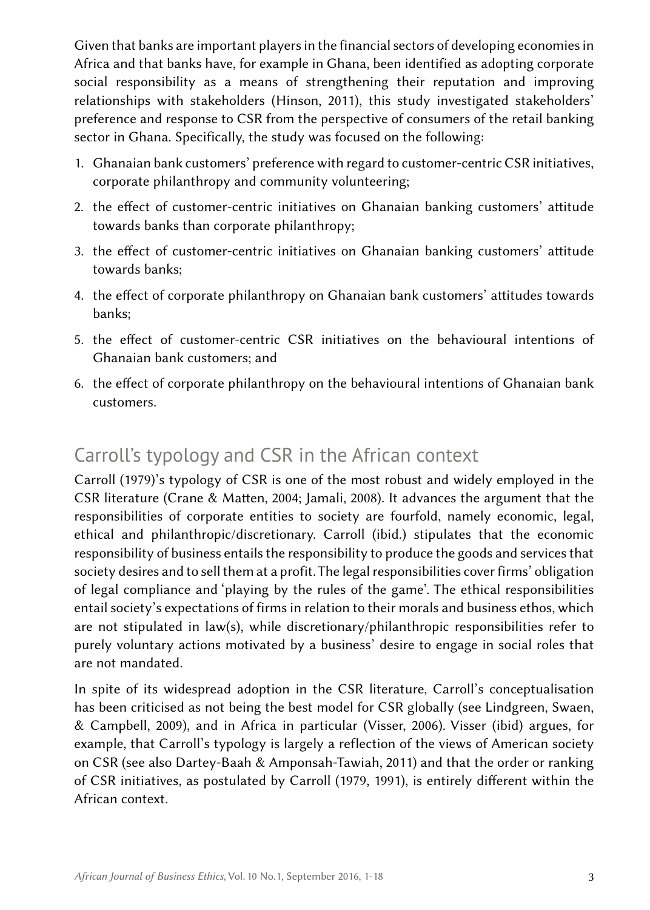Given that banks are important players in the financial sectors of developing economies in Africa and that banks have, for example in Ghana, been identified as adopting corporate social responsibility as a means of strengthening their reputation and improving relationships with stakeholders (Hinson, 2011), this study investigated stakeholders' preference and response to CSR from the perspective of consumers of the retail banking sector in Ghana. Specifically, the study was focused on the following:

1. Ghanaian bank customers' preference with regard to customer-centric CSR initiatives, corporate philanthropy and community volunteering;
2. the effect of customer-centric initiatives on Ghanaian banking customers' attitude towards banks than corporate philanthropy;
3. the effect of customer-centric initiatives on Ghanaian banking customers' attitude towards banks;
4. the effect of corporate philanthropy on Ghanaian bank customers' attitudes towards banks;
5. the effect of customer-centric CSR initiatives on the behavioural intentions of Ghanaian bank customers; and
6. the effect of corporate philanthropy on the behavioural intentions of Ghanaian bank customers.

## Carroll's typology and CSR in the African context

Carroll (1979)'s typology of CSR is one of the most robust and widely employed in the CSR literature (Crane & Matten, 2004; Jamali, 2008). It advances the argument that the responsibilities of corporate entities to society are fourfold, namely economic, legal, ethical and philanthropic/discretionary. Carroll (ibid.) stipulates that the economic responsibility of business entails the responsibility to produce the goods and services that society desires and to sell them at a profit. The legal responsibilities cover firms' obligation of legal compliance and 'playing by the rules of the game'. The ethical responsibilities entail society's expectations of firms in relation to their morals and business ethos, which are not stipulated in law(s), while discretionary/philanthropic responsibilities refer to purely voluntary actions motivated by a business' desire to engage in social roles that are not mandated.

In spite of its widespread adoption in the CSR literature, Carroll's conceptualisation has been criticised as not being the best model for CSR globally (see Lindgreen, Swaen, & Campbell, 2009), and in Africa in particular (Visser, 2006). Visser (ibid) argues, for example, that Carroll's typology is largely a reflection of the views of American society on CSR (see also Dartey-Baah & Amponsah-Tawiah, 2011) and that the order or ranking of CSR initiatives, as postulated by Carroll (1979, 1991), is entirely different within the African context.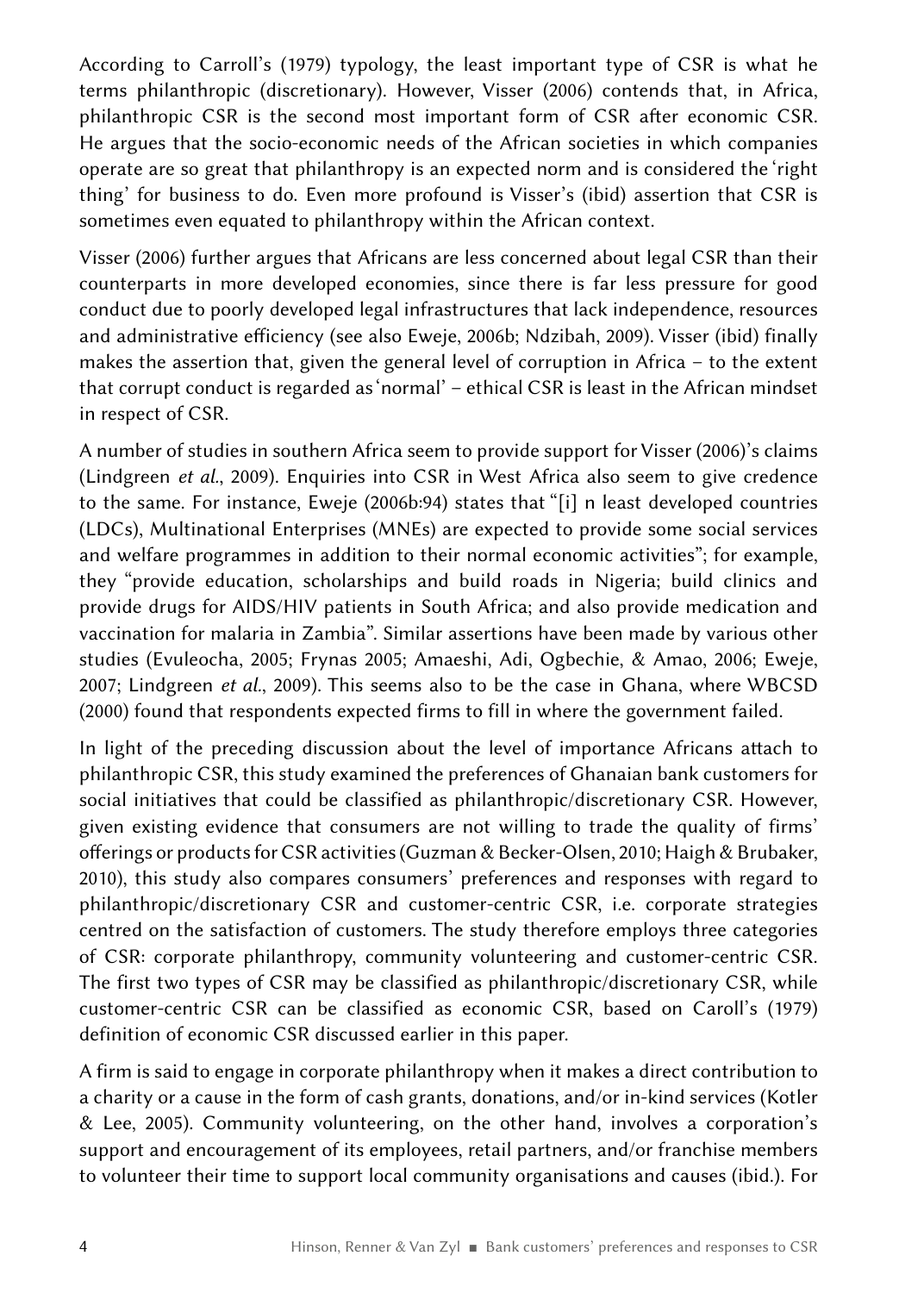According to Carroll's (1979) typology, the least important type of CSR is what he terms philanthropic (discretionary). However, Visser (2006) contends that, in Africa, philanthropic CSR is the second most important form of CSR after economic CSR. He argues that the socio-economic needs of the African societies in which companies operate are so great that philanthropy is an expected norm and is considered the 'right thing' for business to do. Even more profound is Visser's (ibid) assertion that CSR is sometimes even equated to philanthropy within the African context.

Visser (2006) further argues that Africans are less concerned about legal CSR than their counterparts in more developed economies, since there is far less pressure for good conduct due to poorly developed legal infrastructures that lack independence, resources and administrative efficiency (see also Eweje, 2006b; Ndzibah, 2009). Visser (ibid) finally makes the assertion that, given the general level of corruption in Africa – to the extent that corrupt conduct is regarded as 'normal' – ethical CSR is least in the African mindset in respect of CSR.

A number of studies in southern Africa seem to provide support for Visser (2006)'s claims (Lindgreen *et al*., 2009). Enquiries into CSR in West Africa also seem to give credence to the same. For instance, Eweje (2006b:94) states that "[i] n least developed countries (LDCs), Multinational Enterprises (MNEs) are expected to provide some social services and welfare programmes in addition to their normal economic activities"; for example, they "provide education, scholarships and build roads in Nigeria; build clinics and provide drugs for AIDS/HIV patients in South Africa; and also provide medication and vaccination for malaria in Zambia". Similar assertions have been made by various other studies (Evuleocha, 2005; Frynas 2005; Amaeshi, Adi, Ogbechie, & Amao, 2006; Eweje, 2007; Lindgreen *et al*., 2009). This seems also to be the case in Ghana, where WBCSD (2000) found that respondents expected firms to fill in where the government failed.

In light of the preceding discussion about the level of importance Africans attach to philanthropic CSR, this study examined the preferences of Ghanaian bank customers for social initiatives that could be classified as philanthropic/discretionary CSR. However, given existing evidence that consumers are not willing to trade the quality of firms' offerings or products for CSR activities (Guzman & Becker-Olsen, 2010; Haigh & Brubaker, 2010), this study also compares consumers' preferences and responses with regard to philanthropic/discretionary CSR and customer-centric CSR, i.e. corporate strategies centred on the satisfaction of customers. The study therefore employs three categories of CSR: corporate philanthropy, community volunteering and customer-centric CSR. The first two types of CSR may be classified as philanthropic/discretionary CSR, while customer-centric CSR can be classified as economic CSR, based on Caroll's (1979) definition of economic CSR discussed earlier in this paper.

A firm is said to engage in corporate philanthropy when it makes a direct contribution to a charity or a cause in the form of cash grants, donations, and/or in-kind services (Kotler & Lee, 2005). Community volunteering, on the other hand, involves a corporation's support and encouragement of its employees, retail partners, and/or franchise members to volunteer their time to support local community organisations and causes (ibid.). For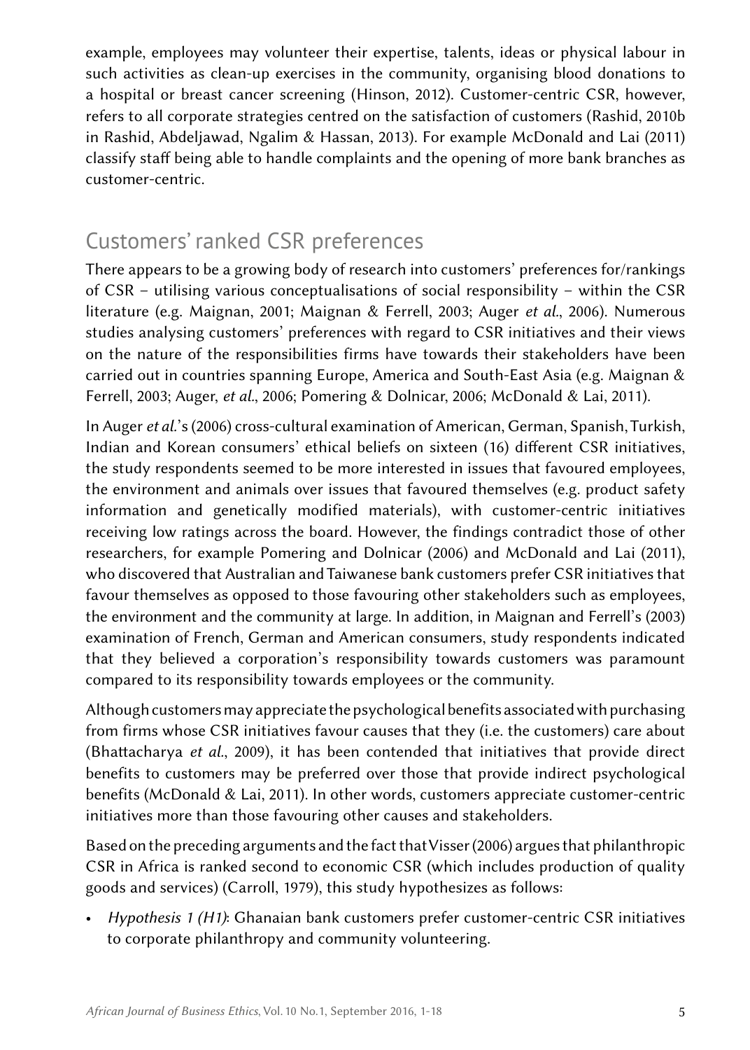example, employees may volunteer their expertise, talents, ideas or physical labour in such activities as clean-up exercises in the community, organising blood donations to a hospital or breast cancer screening (Hinson, 2012). Customer-centric CSR, however, refers to all corporate strategies centred on the satisfaction of customers (Rashid, 2010b in Rashid, Abdeljawad, Ngalim & Hassan, 2013). For example McDonald and Lai (2011) classify staff being able to handle complaints and the opening of more bank branches as customer-centric.

## Customers' ranked CSR preferences

There appears to be a growing body of research into customers' preferences for/rankings of CSR – utilising various conceptualisations of social responsibility – within the CSR literature (e.g. Maignan, 2001; Maignan & Ferrell, 2003; Auger *et al.*, 2006). Numerous studies analysing customers' preferences with regard to CSR initiatives and their views on the nature of the responsibilities firms have towards their stakeholders have been carried out in countries spanning Europe, America and South-East Asia (e.g. Maignan & Ferrell, 2003; Auger, *et al.*, 2006; Pomering & Dolnicar, 2006; McDonald & Lai, 2011).

In Auger *et al.*'s (2006) cross-cultural examination of American, German, Spanish, Turkish, Indian and Korean consumers' ethical beliefs on sixteen (16) different CSR initiatives, the study respondents seemed to be more interested in issues that favoured employees, the environment and animals over issues that favoured themselves (e.g. product safety information and genetically modified materials), with customer-centric initiatives receiving low ratings across the board. However, the findings contradict those of other researchers, for example Pomering and Dolnicar (2006) and McDonald and Lai (2011), who discovered that Australian and Taiwanese bank customers prefer CSR initiatives that favour themselves as opposed to those favouring other stakeholders such as employees, the environment and the community at large. In addition, in Maignan and Ferrell's (2003) examination of French, German and American consumers, study respondents indicated that they believed a corporation's responsibility towards customers was paramount compared to its responsibility towards employees or the community.

Although customers may appreciate the psychological benefits associated with purchasing from firms whose CSR initiatives favour causes that they (i.e. the customers) care about (Bhattacharya *et al.*, 2009), it has been contended that initiatives that provide direct benefits to customers may be preferred over those that provide indirect psychological benefits (McDonald & Lai, 2011). In other words, customers appreciate customer-centric initiatives more than those favouring other causes and stakeholders.

Based on the preceding arguments and the fact that Visser (2006) argues that philanthropic CSR in Africa is ranked second to economic CSR (which includes production of quality goods and services) (Carroll, 1979), this study hypothesizes as follows:

- *Hypothesis 1 (H1)*: Ghanaian bank customers prefer customer-centric CSR initiatives to corporate philanthropy and community volunteering.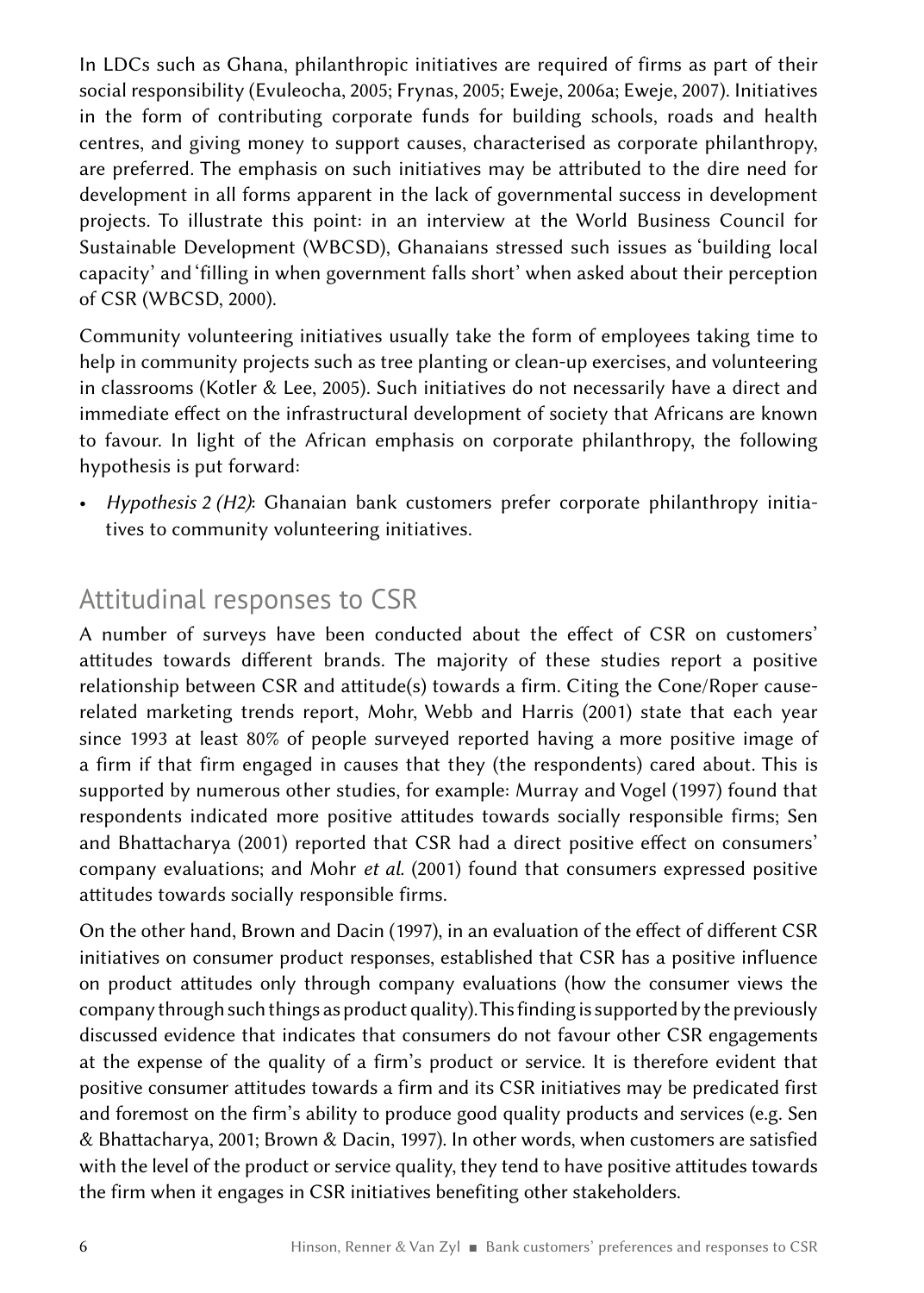In LDCs such as Ghana, philanthropic initiatives are required of firms as part of their social responsibility (Evuleocha, 2005; Frynas, 2005; Eweje, 2006a; Eweje, 2007). Initiatives in the form of contributing corporate funds for building schools, roads and health centres, and giving money to support causes, characterised as corporate philanthropy, are preferred. The emphasis on such initiatives may be attributed to the dire need for development in all forms apparent in the lack of governmental success in development projects. To illustrate this point: in an interview at the World Business Council for Sustainable Development (WBCSD), Ghanaians stressed such issues as 'building local capacity' and 'filling in when government falls short' when asked about their perception of CSR (WBCSD, 2000).

Community volunteering initiatives usually take the form of employees taking time to help in community projects such as tree planting or clean-up exercises, and volunteering in classrooms (Kotler & Lee, 2005). Such initiatives do not necessarily have a direct and immediate effect on the infrastructural development of society that Africans are known to favour. In light of the African emphasis on corporate philanthropy, the following hypothesis is put forward:

- *Hypothesis 2 (H2)*: Ghanaian bank customers prefer corporate philanthropy initiatives to community volunteering initiatives.

## Attitudinal responses to CSR

A number of surveys have been conducted about the effect of CSR on customers' attitudes towards different brands. The majority of these studies report a positive relationship between CSR and attitude(s) towards a firm. Citing the Cone/Roper cause-related marketing trends report, Mohr, Webb and Harris (2001) state that each year since 1993 at least 80% of people surveyed reported having a more positive image of a firm if that firm engaged in causes that they (the respondents) cared about. This is supported by numerous other studies, for example: Murray and Vogel (1997) found that respondents indicated more positive attitudes towards socially responsible firms; Sen and Bhattacharya (2001) reported that CSR had a direct positive effect on consumers' company evaluations; and Mohr *et al.* (2001) found that consumers expressed positive attitudes towards socially responsible firms.

On the other hand, Brown and Dacin (1997), in an evaluation of the effect of different CSR initiatives on consumer product responses, established that CSR has a positive influence on product attitudes only through company evaluations (how the consumer views the company through such things as product quality). This finding is supported by the previously discussed evidence that indicates that consumers do not favour other CSR engagements at the expense of the quality of a firm's product or service. It is therefore evident that positive consumer attitudes towards a firm and its CSR initiatives may be predicated first and foremost on the firm's ability to produce good quality products and services (e.g. Sen & Bhattacharya, 2001; Brown & Dacin, 1997). In other words, when customers are satisfied with the level of the product or service quality, they tend to have positive attitudes towards the firm when it engages in CSR initiatives benefiting other stakeholders.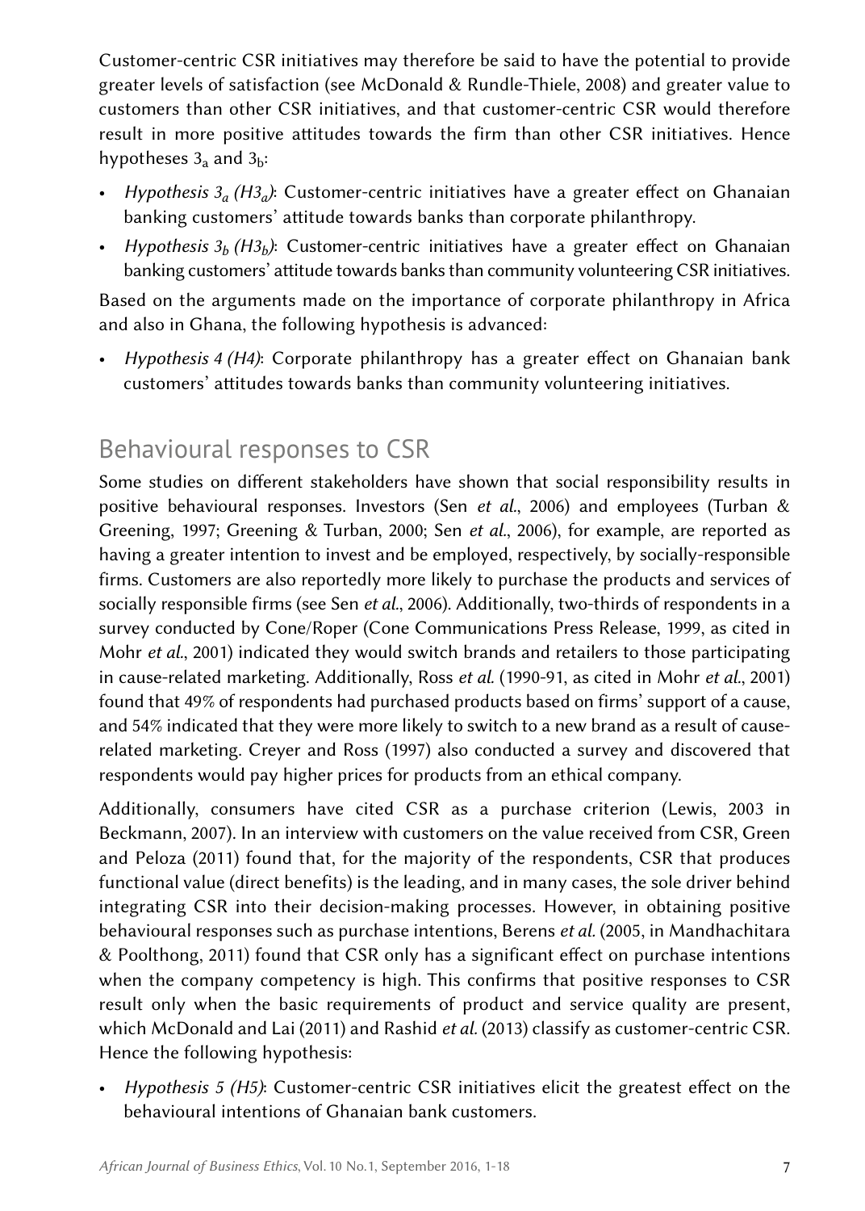Customer-centric CSR initiatives may therefore be said to have the potential to provide greater levels of satisfaction (see McDonald & Rundle-Thiele, 2008) and greater value to customers than other CSR initiatives, and that customer-centric CSR would therefore result in more positive attitudes towards the firm than other CSR initiatives. Hence hypotheses $3_a$ and $3_b$:

- *Hypothesis $3_a$ ($H3_a$)*: Customer-centric initiatives have a greater effect on Ghanaian banking customers' attitude towards banks than corporate philanthropy.
- *Hypothesis $3_b$ ($H3_b$)*: Customer-centric initiatives have a greater effect on Ghanaian banking customers' attitude towards banks than community volunteering CSR initiatives.

Based on the arguments made on the importance of corporate philanthropy in Africa and also in Ghana, the following hypothesis is advanced:

- *Hypothesis 4 (H4)*: Corporate philanthropy has a greater effect on Ghanaian bank customers' attitudes towards banks than community volunteering initiatives.

## Behavioural responses to CSR

Some studies on different stakeholders have shown that social responsibility results in positive behavioural responses. Investors (Sen *et al.*, 2006) and employees (Turban & Greening, 1997; Greening & Turban, 2000; Sen *et al.*, 2006), for example, are reported as having a greater intention to invest and be employed, respectively, by socially-responsible firms. Customers are also reportedly more likely to purchase the products and services of socially responsible firms (see Sen *et al.*, 2006). Additionally, two-thirds of respondents in a survey conducted by Cone/Roper (Cone Communications Press Release, 1999, as cited in Mohr *et al.*, 2001) indicated they would switch brands and retailers to those participating in cause-related marketing. Additionally, Ross *et al.* (1990-91, as cited in Mohr *et al.*, 2001) found that 49% of respondents had purchased products based on firms' support of a cause, and 54% indicated that they were more likely to switch to a new brand as a result of cause-related marketing. Creyer and Ross (1997) also conducted a survey and discovered that respondents would pay higher prices for products from an ethical company.

Additionally, consumers have cited CSR as a purchase criterion (Lewis, 2003 in Beckmann, 2007). In an interview with customers on the value received from CSR, Green and Peloza (2011) found that, for the majority of the respondents, CSR that produces functional value (direct benefits) is the leading, and in many cases, the sole driver behind integrating CSR into their decision-making processes. However, in obtaining positive behavioural responses such as purchase intentions, Berens *et al.* (2005, in Mandhachitara & Poolthong, 2011) found that CSR only has a significant effect on purchase intentions when the company competency is high. This confirms that positive responses to CSR result only when the basic requirements of product and service quality are present, which McDonald and Lai (2011) and Rashid *et al.* (2013) classify as customer-centric CSR. Hence the following hypothesis:

- *Hypothesis 5 (H5)*: Customer-centric CSR initiatives elicit the greatest effect on the behavioural intentions of Ghanaian bank customers.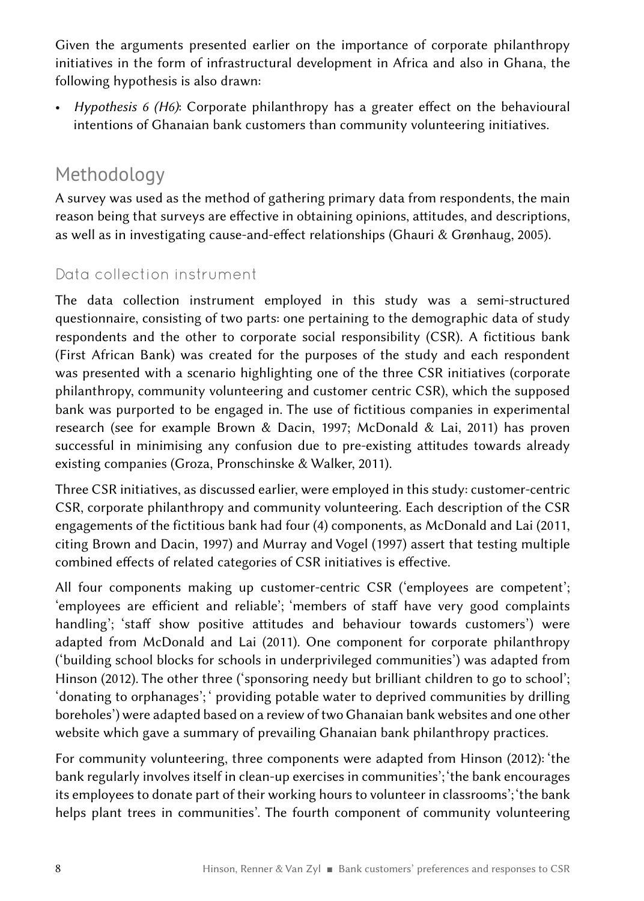Given the arguments presented earlier on the importance of corporate philanthropy initiatives in the form of infrastructural development in Africa and also in Ghana, the following hypothesis is also drawn:

- *Hypothesis 6 (H6)*: Corporate philanthropy has a greater effect on the behavioural intentions of Ghanaian bank customers than community volunteering initiatives.

## Methodology

A survey was used as the method of gathering primary data from respondents, the main reason being that surveys are effective in obtaining opinions, attitudes, and descriptions, as well as in investigating cause-and-effect relationships (Ghauri & Grønhaug, 2005).

### Data collection instrument

The data collection instrument employed in this study was a semi-structured questionnaire, consisting of two parts: one pertaining to the demographic data of study respondents and the other to corporate social responsibility (CSR). A fictitious bank (First African Bank) was created for the purposes of the study and each respondent was presented with a scenario highlighting one of the three CSR initiatives (corporate philanthropy, community volunteering and customer centric CSR), which the supposed bank was purported to be engaged in. The use of fictitious companies in experimental research (see for example Brown & Dacin, 1997; McDonald & Lai, 2011) has proven successful in minimising any confusion due to pre-existing attitudes towards already existing companies (Groza, Pronschinske & Walker, 2011).

Three CSR initiatives, as discussed earlier, were employed in this study: customer-centric CSR, corporate philanthropy and community volunteering. Each description of the CSR engagements of the fictitious bank had four (4) components, as McDonald and Lai (2011, citing Brown and Dacin, 1997) and Murray and Vogel (1997) assert that testing multiple combined effects of related categories of CSR initiatives is effective.

All four components making up customer-centric CSR ('employees are competent'; 'employees are efficient and reliable'; 'members of staff have very good complaints handling'; 'staff show positive attitudes and behaviour towards customers') were adapted from McDonald and Lai (2011). One component for corporate philanthropy ('building school blocks for schools in underprivileged communities') was adapted from Hinson (2012). The other three ('sponsoring needy but brilliant children to go to school'; 'donating to orphanages'; ' providing potable water to deprived communities by drilling boreholes') were adapted based on a review of two Ghanaian bank websites and one other website which gave a summary of prevailing Ghanaian bank philanthropy practices.

For community volunteering, three components were adapted from Hinson (2012): 'the bank regularly involves itself in clean-up exercises in communities'; 'the bank encourages its employees to donate part of their working hours to volunteer in classrooms'; 'the bank helps plant trees in communities'. The fourth component of community volunteering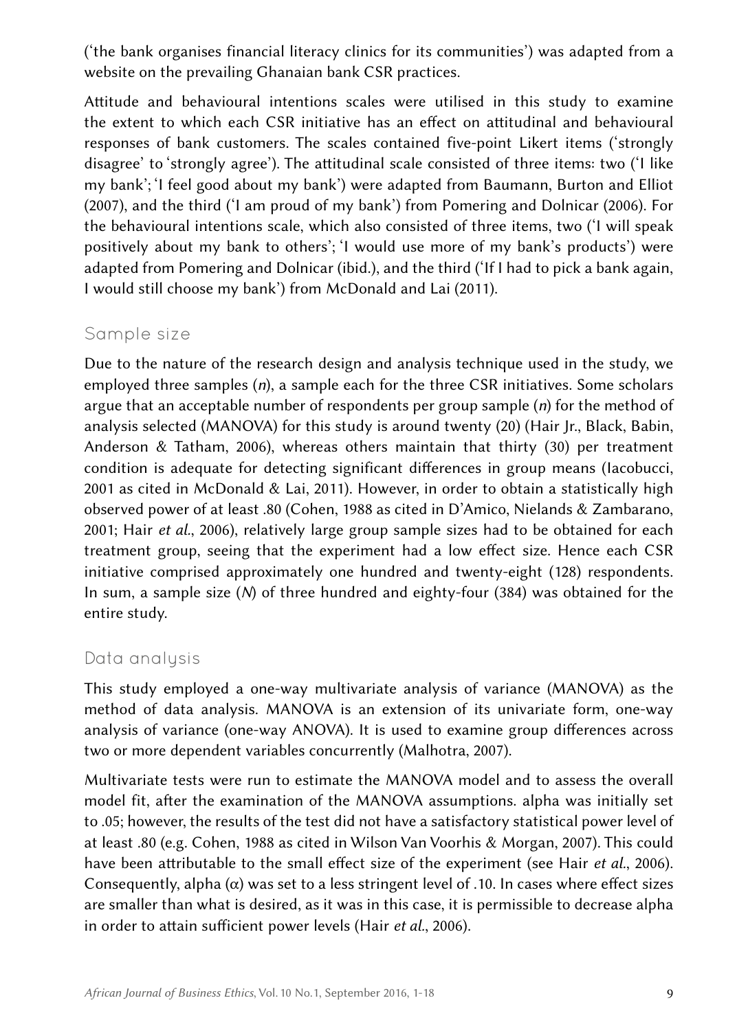('the bank organises financial literacy clinics for its communities') was adapted from a website on the prevailing Ghanaian bank CSR practices.

Attitude and behavioural intentions scales were utilised in this study to examine the extent to which each CSR initiative has an effect on attitudinal and behavioural responses of bank customers. The scales contained five-point Likert items ('strongly disagree' to 'strongly agree'). The attitudinal scale consisted of three items: two ('I like my bank'; 'I feel good about my bank') were adapted from Baumann, Burton and Elliot (2007), and the third ('I am proud of my bank') from Pomering and Dolnicar (2006). For the behavioural intentions scale, which also consisted of three items, two ('I will speak positively about my bank to others'; 'I would use more of my bank's products') were adapted from Pomering and Dolnicar (ibid.), and the third ('If I had to pick a bank again, I would still choose my bank') from McDonald and Lai (2011).

## Sample size

Due to the nature of the research design and analysis technique used in the study, we employed three samples (*n*), a sample each for the three CSR initiatives. Some scholars argue that an acceptable number of respondents per group sample (*n*) for the method of analysis selected (MANOVA) for this study is around twenty (20) (Hair Jr., Black, Babin, Anderson & Tatham, 2006), whereas others maintain that thirty (30) per treatment condition is adequate for detecting significant differences in group means (Iacobucci, 2001 as cited in McDonald & Lai, 2011). However, in order to obtain a statistically high observed power of at least .80 (Cohen, 1988 as cited in D'Amico, Nielands & Zambarano, 2001; Hair *et al*., 2006), relatively large group sample sizes had to be obtained for each treatment group, seeing that the experiment had a low effect size. Hence each CSR initiative comprised approximately one hundred and twenty-eight (128) respondents. In sum, a sample size (*N*) of three hundred and eighty-four (384) was obtained for the entire study.

## Data analysis

This study employed a one-way multivariate analysis of variance (MANOVA) as the method of data analysis. MANOVA is an extension of its univariate form, one-way analysis of variance (one-way ANOVA). It is used to examine group differences across two or more dependent variables concurrently (Malhotra, 2007).

Multivariate tests were run to estimate the MANOVA model and to assess the overall model fit, after the examination of the MANOVA assumptions. alpha was initially set to .05; however, the results of the test did not have a satisfactory statistical power level of at least .80 (e.g. Cohen, 1988 as cited in Wilson Van Voorhis & Morgan, 2007). This could have been attributable to the small effect size of the experiment (see Hair *et al*., 2006). Consequently, alpha ($\alpha$) was set to a less stringent level of .10. In cases where effect sizes are smaller than what is desired, as it was in this case, it is permissible to decrease alpha in order to attain sufficient power levels (Hair *et al*., 2006).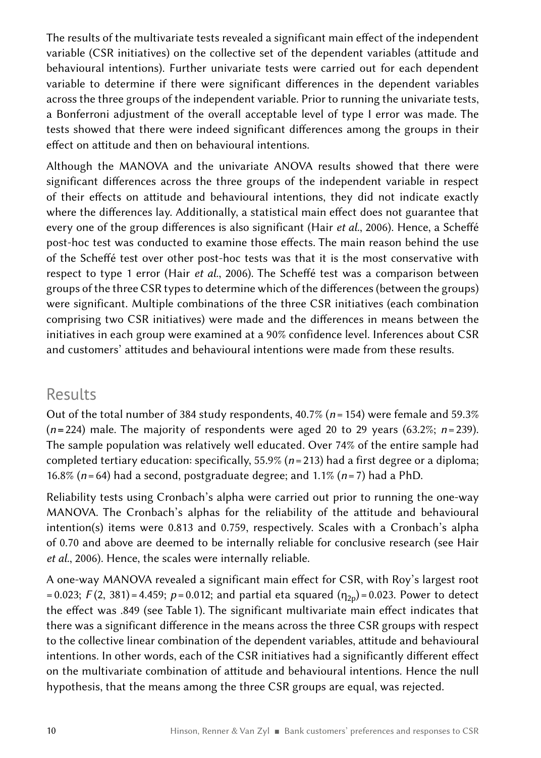The results of the multivariate tests revealed a significant main effect of the independent variable (CSR initiatives) on the collective set of the dependent variables (attitude and behavioural intentions). Further univariate tests were carried out for each dependent variable to determine if there were significant differences in the dependent variables across the three groups of the independent variable. Prior to running the univariate tests, a Bonferroni adjustment of the overall acceptable level of type I error was made. The tests showed that there were indeed significant differences among the groups in their effect on attitude and then on behavioural intentions.

Although the MANOVA and the univariate ANOVA results showed that there were significant differences across the three groups of the independent variable in respect of their effects on attitude and behavioural intentions, they did not indicate exactly where the differences lay. Additionally, a statistical main effect does not guarantee that every one of the group differences is also significant (Hair *et al.*, 2006). Hence, a Scheffé post-hoc test was conducted to examine those effects. The main reason behind the use of the Scheffé test over other post-hoc tests was that it is the most conservative with respect to type 1 error (Hair *et al.*, 2006). The Scheffé test was a comparison between groups of the three CSR types to determine which of the differences (between the groups) were significant. Multiple combinations of the three CSR initiatives (each combination comprising two CSR initiatives) were made and the differences in means between the initiatives in each group were examined at a 90% confidence level. Inferences about CSR and customers' attitudes and behavioural intentions were made from these results.

## Results

Out of the total number of 384 study respondents, 40.7% ($n = 154$) were female and 59.3% ($n = 224$) male. The majority of respondents were aged 20 to 29 years (63.2%; $n = 239$). The sample population was relatively well educated. Over 74% of the entire sample had completed tertiary education: specifically, 55.9% ($n = 213$) had a first degree or a diploma; 16.8% ($n = 64$) had a second, postgraduate degree; and 1.1% ($n = 7$) had a PhD.

Reliability tests using Cronbach's alpha were carried out prior to running the one-way MANOVA. The Cronbach's alphas for the reliability of the attitude and behavioural intention(s) items were 0.813 and 0.759, respectively. Scales with a Cronbach's alpha of 0.70 and above are deemed to be internally reliable for conclusive research (see Hair *et al.*, 2006). Hence, the scales were internally reliable.

A one-way MANOVA revealed a significant main effect for CSR, with Roy's largest root = 0.023; $F(2, 381) = 4.459$; $p = 0.012$; and partial eta squared ($\eta_{2p}$) = 0.023. Power to detect the effect was .849 (see Table 1). The significant multivariate main effect indicates that there was a significant difference in the means across the three CSR groups with respect to the collective linear combination of the dependent variables, attitude and behavioural intentions. In other words, each of the CSR initiatives had a significantly different effect on the multivariate combination of attitude and behavioural intentions. Hence the null hypothesis, that the means among the three CSR groups are equal, was rejected.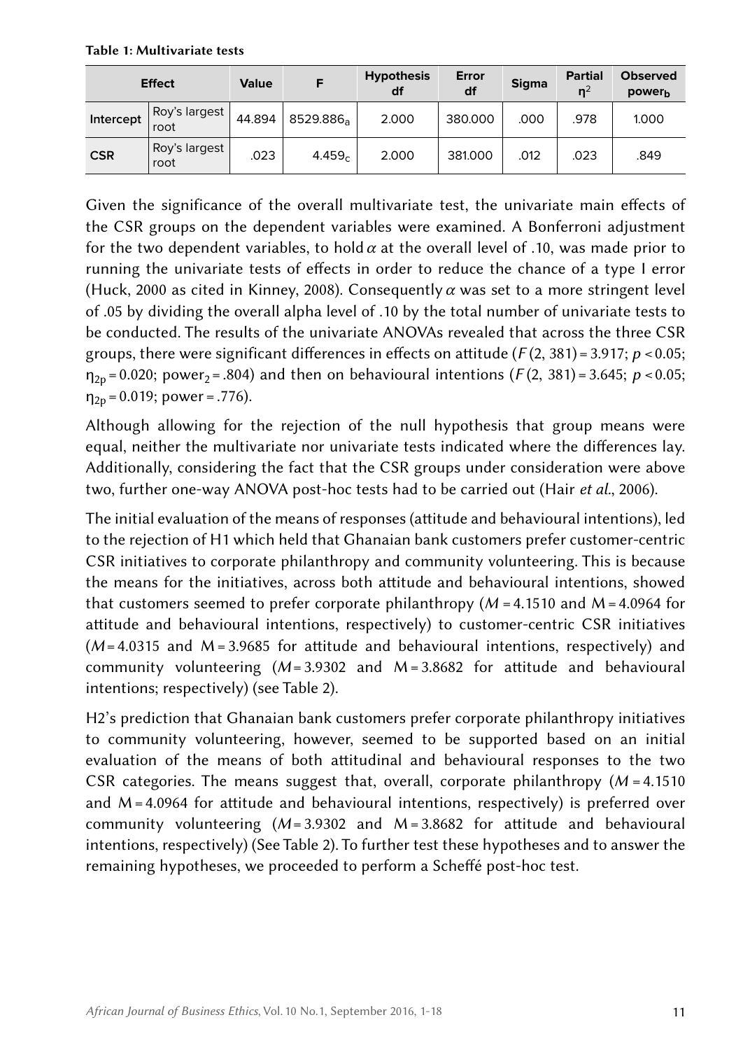**Table 1: Multivariate tests**

| Effect | | Value | F | Hypothesis df | Error df | Sigma | Partial $\eta^2$ | Observed $power_b$ |
|---|---|---|---|---|---|---|---|---|
| **Intercept** | Roy's largest root | 44.894 | $8529.886_a$ | 2.000 | 380.000 | .000 | .978 | 1.000 |
| **CSR** | Roy's largest root | .023 | $4.459_c$ | 2.000 | 381.000 | .012 | .023 | .849 |

Given the significance of the overall multivariate test, the univariate main effects of the CSR groups on the dependent variables were examined. A Bonferroni adjustment for the two dependent variables, to hold $\alpha$ at the overall level of .10, was made prior to running the univariate tests of effects in order to reduce the chance of a type I error (Huck, 2000 as cited in Kinney, 2008). Consequently $\alpha$ was set to a more stringent level of .05 by dividing the overall alpha level of .10 by the total number of univariate tests to be conducted. The results of the univariate ANOVAs revealed that across the three CSR groups, there were significant differences in effects on attitude ($F(2, 381) = 3.917$; $p < 0.05$; $\eta_{2p} = 0.020$; $power_2 = .804$) and then on behavioural intentions ($F(2, 381) = 3.645$; $p < 0.05$; $\eta_{2p} = 0.019$; power = .776).

Although allowing for the rejection of the null hypothesis that group means were equal, neither the multivariate nor univariate tests indicated where the differences lay. Additionally, considering the fact that the CSR groups under consideration were above two, further one-way ANOVA post-hoc tests had to be carried out (Hair *et al.*, 2006).

The initial evaluation of the means of responses (attitude and behavioural intentions), led to the rejection of H1 which held that Ghanaian bank customers prefer customer-centric CSR initiatives to corporate philanthropy and community volunteering. This is because the means for the initiatives, across both attitude and behavioural intentions, showed that customers seemed to prefer corporate philanthropy ($M = 4.1510$ and $M = 4.0964$ for attitude and behavioural intentions, respectively) to customer-centric CSR initiatives ($M = 4.0315$ and $M = 3.9685$ for attitude and behavioural intentions, respectively) and community volunteering ($M = 3.9302$ and $M = 3.8682$ for attitude and behavioural intentions; respectively) (see Table 2).

H2's prediction that Ghanaian bank customers prefer corporate philanthropy initiatives to community volunteering, however, seemed to be supported based on an initial evaluation of the means of both attitudinal and behavioural responses to the two CSR categories. The means suggest that, overall, corporate philanthropy ($M = 4.1510$ and $M = 4.0964$ for attitude and behavioural intentions, respectively) is preferred over community volunteering ($M = 3.9302$ and $M = 3.8682$ for attitude and behavioural intentions, respectively) (See Table 2). To further test these hypotheses and to answer the remaining hypotheses, we proceeded to perform a Scheffé post-hoc test.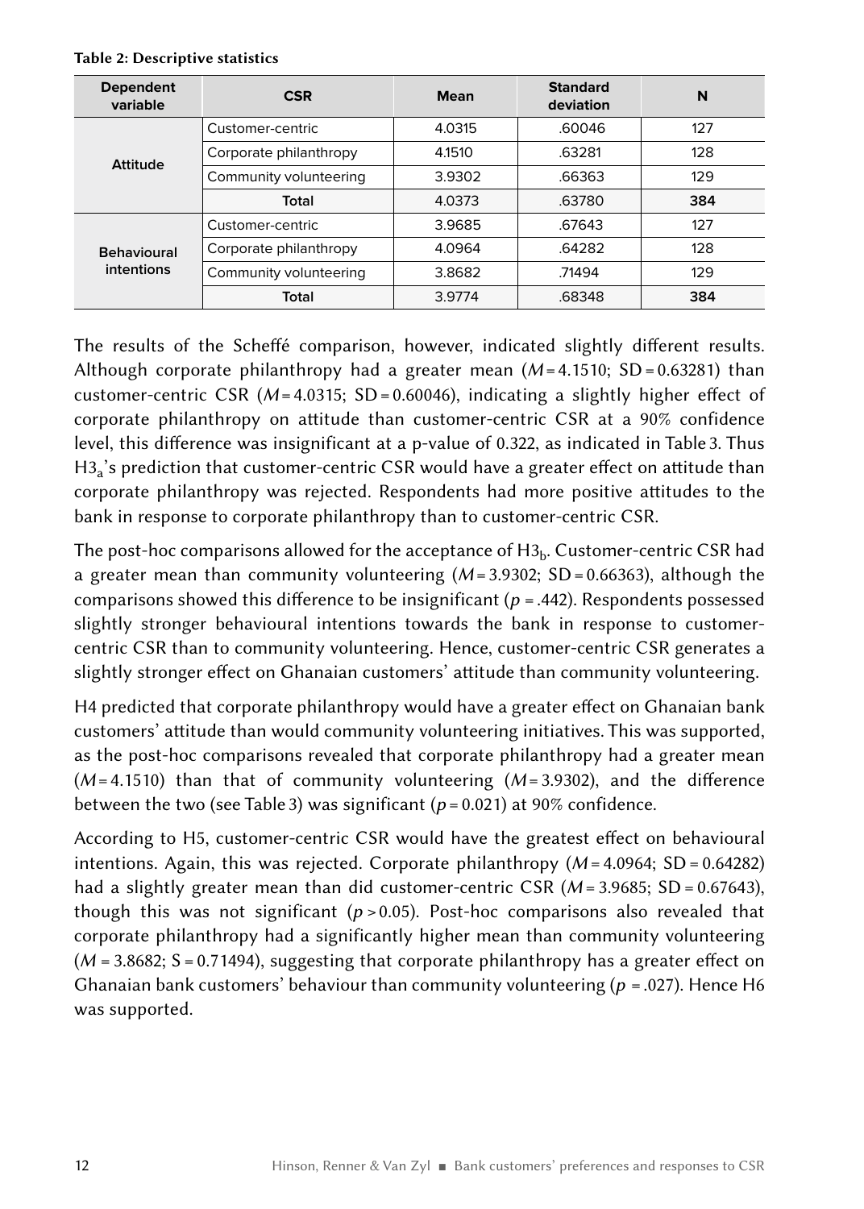**Table 2: Descriptive statistics**

| Dependent variable | CSR | Mean | Standard deviation | N |
|---|---|---|---|---|
| Attitude | Customer-centric | 4.0315 | .60046 | 127 |
| | Corporate philanthropy | 4.1510 | .63281 | 128 |
| | Community volunteering | 3.9302 | .66363 | 129 |
| | Total | 4.0373 | .63780 | **384** |
| Behavioural intentions | Customer-centric | 3.9685 | .67643 | 127 |
| | Corporate philanthropy | 4.0964 | .64282 | 128 |
| | Community volunteering | 3.8682 | .71494 | 129 |
| | Total | 3.9774 | .68348 | **384** |

The results of the Scheffé comparison, however, indicated slightly different results. Although corporate philanthropy had a greater mean ($M = 4.1510$; SD = 0.63281) than customer-centric CSR ($M = 4.0315$; SD = 0.60046), indicating a slightly higher effect of corporate philanthropy on attitude than customer-centric CSR at a 90% confidence level, this difference was insignificant at a p-value of 0.322, as indicated in Table 3. Thus $H3_a$'s prediction that customer-centric CSR would have a greater effect on attitude than corporate philanthropy was rejected. Respondents had more positive attitudes to the bank in response to corporate philanthropy than to customer-centric CSR.

The post-hoc comparisons allowed for the acceptance of $H3_b$. Customer-centric CSR had a greater mean than community volunteering ($M = 3.9302$; SD = 0.66363), although the comparisons showed this difference to be insignificant ($p = .442$). Respondents possessed slightly stronger behavioural intentions towards the bank in response to customer-centric CSR than to community volunteering. Hence, customer-centric CSR generates a slightly stronger effect on Ghanaian customers' attitude than community volunteering.

H4 predicted that corporate philanthropy would have a greater effect on Ghanaian bank customers' attitude than would community volunteering initiatives. This was supported, as the post-hoc comparisons revealed that corporate philanthropy had a greater mean ($M = 4.1510$) than that of community volunteering ($M = 3.9302$), and the difference between the two (see Table 3) was significant ($p = 0.021$) at 90% confidence.

According to H5, customer-centric CSR would have the greatest effect on behavioural intentions. Again, this was rejected. Corporate philanthropy ($M = 4.0964$; SD = 0.64282) had a slightly greater mean than did customer-centric CSR ($M = 3.9685$; SD = 0.67643), though this was not significant ($p > 0.05$). Post-hoc comparisons also revealed that corporate philanthropy had a significantly higher mean than community volunteering ($M = 3.8682$; S = 0.71494), suggesting that corporate philanthropy has a greater effect on Ghanaian bank customers' behaviour than community volunteering ($p = .027$). Hence H6 was supported.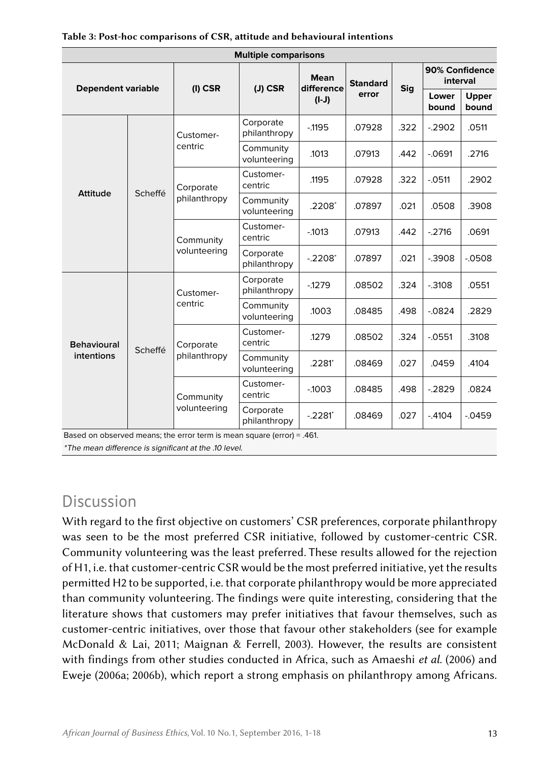**Table 3: Post-hoc comparisons of CSR, attitude and behavioural intentions**

| Multiple comparisons | | | | | | | | |
|---|---|---|---|---|---|---|---|---|
| Dependent variable | | (I) CSR | (J) CSR | Mean difference (I-J) | Standard error | Sig | 90% Confidence interval | |
| | | | | | | | Lower bound | Upper bound |
| Attitude | Scheffé | Customer-centric | Corporate philanthropy | -.1195 | .07928 | .322 | -.2902 | .0511 |
| | | | Community volunteering | .1013 | .07913 | .442 | -.0691 | .2716 |
| | | Corporate philanthropy | Customer-centric | .1195 | .07928 | .322 | -.0511 | .2902 |
| | | | Community volunteering | .2208* | .07897 | .021 | .0508 | .3908 |
| | | Community volunteering | Customer-centric | -.1013 | .07913 | .442 | -.2716 | .0691 |
| | | | Corporate philanthropy | -.2208* | .07897 | .021 | -.3908 | -.0508 |
| Behavioural intentions | Scheffé | Customer-centric | Corporate philanthropy | -.1279 | .08502 | .324 | -.3108 | .0551 |
| | | | Community volunteering | .1003 | .08485 | .498 | -.0824 | .2829 |
| | | Corporate philanthropy | Customer-centric | .1279 | .08502 | .324 | -.0551 | .3108 |
| | | | Community volunteering | .2281* | .08469 | .027 | .0459 | .4104 |
| | | Community volunteering | Customer-centric | -.1003 | .08485 | .498 | -.2829 | .0824 |
| | | | Corporate philanthropy | -.2281* | .08469 | .027 | -.4104 | -.0459 |

Based on observed means; the error term is mean square (error) = .461.

*\*The mean difference is significant at the .10 level.*

## Discussion

With regard to the first objective on customers' CSR preferences, corporate philanthropy was seen to be the most preferred CSR initiative, followed by customer-centric CSR. Community volunteering was the least preferred. These results allowed for the rejection of H1, i.e. that customer-centric CSR would be the most preferred initiative, yet the results permitted H2 to be supported, i.e. that corporate philanthropy would be more appreciated than community volunteering. The findings were quite interesting, considering that the literature shows that customers may prefer initiatives that favour themselves, such as customer-centric initiatives, over those that favour other stakeholders (see for example McDonald & Lai, 2011; Maignan & Ferrell, 2003). However, the results are consistent with findings from other studies conducted in Africa, such as Amaeshi *et al.* (2006) and Eweje (2006a; 2006b), which report a strong emphasis on philanthropy among Africans.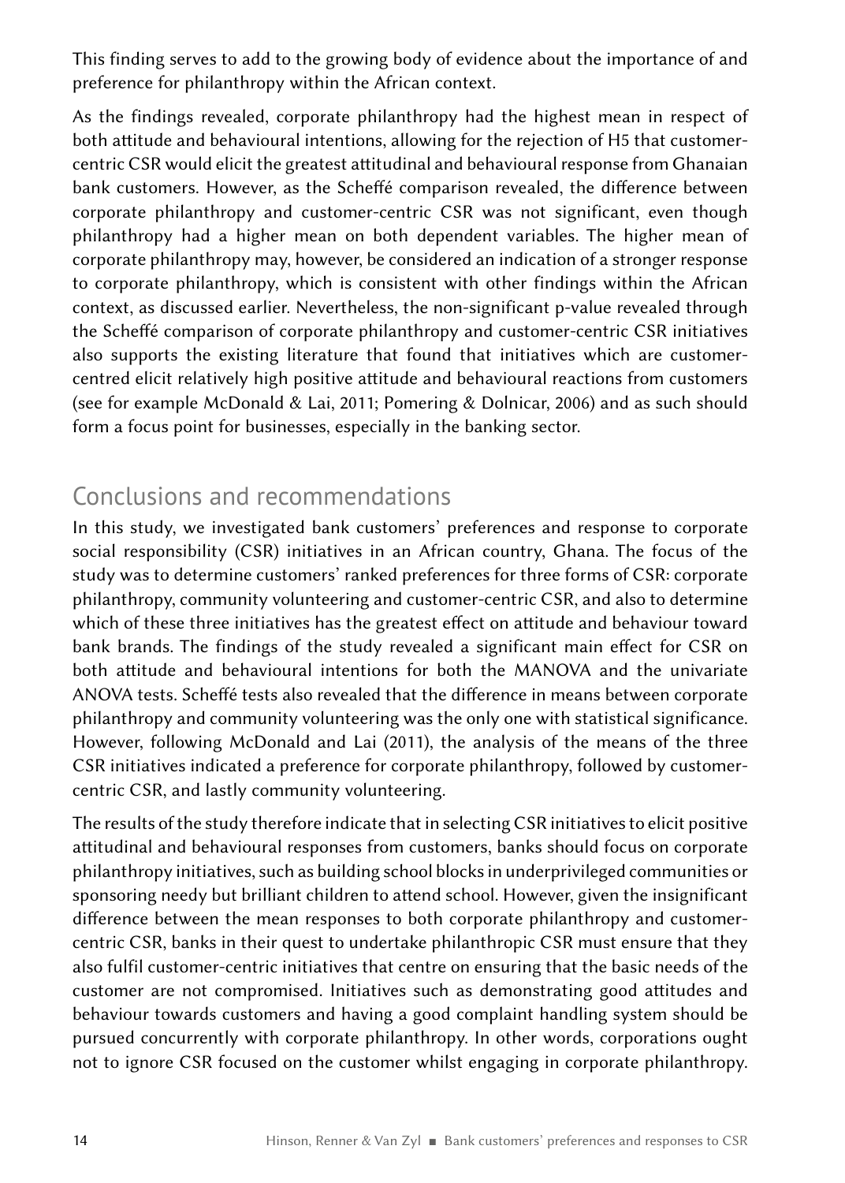This finding serves to add to the growing body of evidence about the importance of and preference for philanthropy within the African context.

As the findings revealed, corporate philanthropy had the highest mean in respect of both attitude and behavioural intentions, allowing for the rejection of H5 that customer-centric CSR would elicit the greatest attitudinal and behavioural response from Ghanaian bank customers. However, as the Scheffé comparison revealed, the difference between corporate philanthropy and customer-centric CSR was not significant, even though philanthropy had a higher mean on both dependent variables. The higher mean of corporate philanthropy may, however, be considered an indication of a stronger response to corporate philanthropy, which is consistent with other findings within the African context, as discussed earlier. Nevertheless, the non-significant p-value revealed through the Scheffé comparison of corporate philanthropy and customer-centric CSR initiatives also supports the existing literature that found that initiatives which are customer-centred elicit relatively high positive attitude and behavioural reactions from customers (see for example McDonald & Lai, 2011; Pomering & Dolnicar, 2006) and as such should form a focus point for businesses, especially in the banking sector.

## Conclusions and recommendations

In this study, we investigated bank customers' preferences and response to corporate social responsibility (CSR) initiatives in an African country, Ghana. The focus of the study was to determine customers' ranked preferences for three forms of CSR: corporate philanthropy, community volunteering and customer-centric CSR, and also to determine which of these three initiatives has the greatest effect on attitude and behaviour toward bank brands. The findings of the study revealed a significant main effect for CSR on both attitude and behavioural intentions for both the MANOVA and the univariate ANOVA tests. Scheffé tests also revealed that the difference in means between corporate philanthropy and community volunteering was the only one with statistical significance. However, following McDonald and Lai (2011), the analysis of the means of the three CSR initiatives indicated a preference for corporate philanthropy, followed by customer-centric CSR, and lastly community volunteering.

The results of the study therefore indicate that in selecting CSR initiatives to elicit positive attitudinal and behavioural responses from customers, banks should focus on corporate philanthropy initiatives, such as building school blocks in underprivileged communities or sponsoring needy but brilliant children to attend school. However, given the insignificant difference between the mean responses to both corporate philanthropy and customer-centric CSR, banks in their quest to undertake philanthropic CSR must ensure that they also fulfil customer-centric initiatives that centre on ensuring that the basic needs of the customer are not compromised. Initiatives such as demonstrating good attitudes and behaviour towards customers and having a good complaint handling system should be pursued concurrently with corporate philanthropy. In other words, corporations ought not to ignore CSR focused on the customer whilst engaging in corporate philanthropy.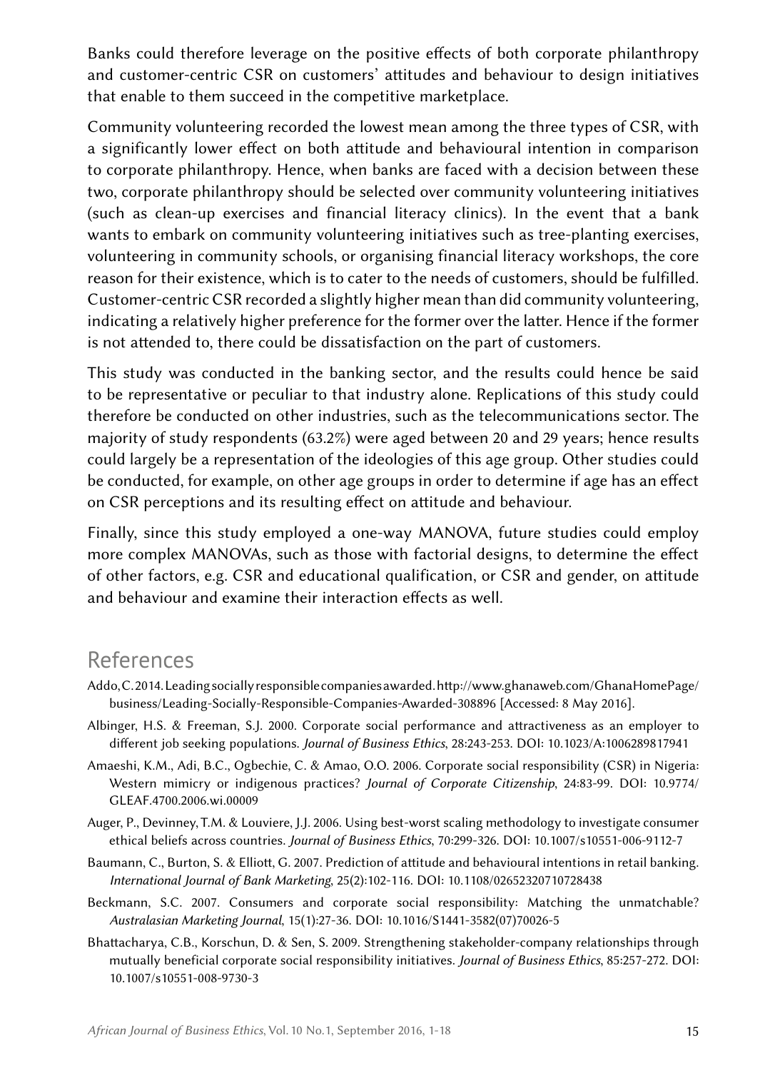Banks could therefore leverage on the positive effects of both corporate philanthropy and customer-centric CSR on customers' attitudes and behaviour to design initiatives that enable to them succeed in the competitive marketplace.

Community volunteering recorded the lowest mean among the three types of CSR, with a significantly lower effect on both attitude and behavioural intention in comparison to corporate philanthropy. Hence, when banks are faced with a decision between these two, corporate philanthropy should be selected over community volunteering initiatives (such as clean-up exercises and financial literacy clinics). In the event that a bank wants to embark on community volunteering initiatives such as tree-planting exercises, volunteering in community schools, or organising financial literacy workshops, the core reason for their existence, which is to cater to the needs of customers, should be fulfilled. Customer-centric CSR recorded a slightly higher mean than did community volunteering, indicating a relatively higher preference for the former over the latter. Hence if the former is not attended to, there could be dissatisfaction on the part of customers.

This study was conducted in the banking sector, and the results could hence be said to be representative or peculiar to that industry alone. Replications of this study could therefore be conducted on other industries, such as the telecommunications sector. The majority of study respondents (63.2%) were aged between 20 and 29 years; hence results could largely be a representation of the ideologies of this age group. Other studies could be conducted, for example, on other age groups in order to determine if age has an effect on CSR perceptions and its resulting effect on attitude and behaviour.

Finally, since this study employed a one-way MANOVA, future studies could employ more complex MANOVAs, such as those with factorial designs, to determine the effect of other factors, e.g. CSR and educational qualification, or CSR and gender, on attitude and behaviour and examine their interaction effects as well.

## References

Addo, C. 2014. Leading socially responsible companies awarded. http://www.ghanaweb.com/GhanaHomePage/business/Leading-Socially-Responsible-Companies-Awarded-308896 [Accessed: 8 May 2016].

Albinger, H.S. & Freeman, S.J. 2000. Corporate social performance and attractiveness as an employer to different job seeking populations. *Journal of Business Ethics*, 28:243-253. DOI: 10.1023/A:1006289817941

Amaeshi, K.M., Adi, B.C., Ogbechie, C. & Amao, O.O. 2006. Corporate social responsibility (CSR) in Nigeria: Western mimicry or indigenous practices? *Journal of Corporate Citizenship*, 24:83-99. DOI: 10.9774/GLEAF.4700.2006.wi.00009

Auger, P., Devinney, T.M. & Louviere, J.J. 2006. Using best-worst scaling methodology to investigate consumer ethical beliefs across countries. *Journal of Business Ethics*, 70:299-326. DOI: 10.1007/s10551-006-9112-7

Baumann, C., Burton, S. & Elliott, G. 2007. Prediction of attitude and behavioural intentions in retail banking. *International Journal of Bank Marketing*, 25(2):102-116. DOI: 10.1108/02652320710728438

Beckmann, S.C. 2007. Consumers and corporate social responsibility: Matching the unmatchable? *Australasian Marketing Journal*, 15(1):27-36. DOI: 10.1016/S1441-3582(07)70026-5

Bhattacharya, C.B., Korschun, D. & Sen, S. 2009. Strengthening stakeholder-company relationships through mutually beneficial corporate social responsibility initiatives. *Journal of Business Ethics*, 85:257-272. DOI: 10.1007/s10551-008-9730-3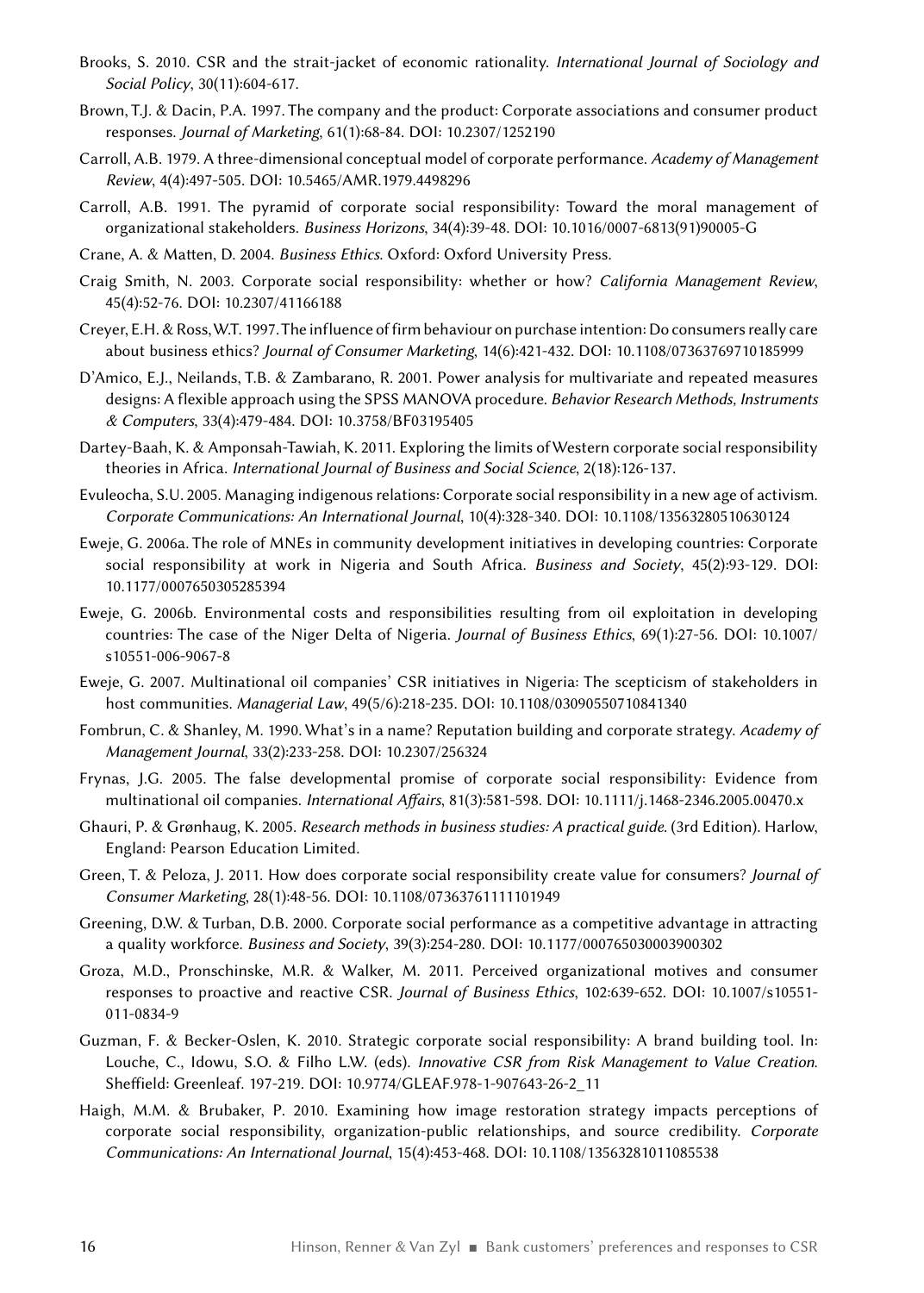Brooks, S. 2010. CSR and the strait-jacket of economic rationality. *International Journal of Sociology and Social Policy*, 30(11):604-617.

Brown, T.J. & Dacin, P.A. 1997. The company and the product: Corporate associations and consumer product responses. *Journal of Marketing*, 61(1):68-84. DOI: 10.2307/1252190

Carroll, A.B. 1979. A three-dimensional conceptual model of corporate performance. *Academy of Management Review*, 4(4):497-505. DOI: 10.5465/AMR.1979.4498296

Carroll, A.B. 1991. The pyramid of corporate social responsibility: Toward the moral management of organizational stakeholders. *Business Horizons*, 34(4):39-48. DOI: 10.1016/0007-6813(91)90005-G

Crane, A. & Matten, D. 2004. *Business Ethics*. Oxford: Oxford University Press.

Craig Smith, N. 2003. Corporate social responsibility: whether or how? *California Management Review*, 45(4):52-76. DOI: 10.2307/41166188

Creyer, E.H. & Ross, W.T. 1997. The influence of firm behaviour on purchase intention: Do consumers really care about business ethics? *Journal of Consumer Marketing*, 14(6):421-432. DOI: 10.1108/07363769710185999

D'Amico, E.J., Neilands, T.B. & Zambarano, R. 2001. Power analysis for multivariate and repeated measures designs: A flexible approach using the SPSS MANOVA procedure. *Behavior Research Methods, Instruments & Computers*, 33(4):479-484. DOI: 10.3758/BF03195405

Dartey-Baah, K. & Amponsah-Tawiah, K. 2011. Exploring the limits of Western corporate social responsibility theories in Africa. *International Journal of Business and Social Science*, 2(18):126-137.

Evuleocha, S.U. 2005. Managing indigenous relations: Corporate social responsibility in a new age of activism. *Corporate Communications: An International Journal*, 10(4):328-340. DOI: 10.1108/13563280510630124

Eweje, G. 2006a. The role of MNEs in community development initiatives in developing countries: Corporate social responsibility at work in Nigeria and South Africa. *Business and Society*, 45(2):93-129. DOI: 10.1177/0007650305285394

Eweje, G. 2006b. Environmental costs and responsibilities resulting from oil exploitation in developing countries: The case of the Niger Delta of Nigeria. *Journal of Business Ethics*, 69(1):27-56. DOI: 10.1007/s10551-006-9067-8

Eweje, G. 2007. Multinational oil companies' CSR initiatives in Nigeria: The scepticism of stakeholders in host communities. *Managerial Law*, 49(5/6):218-235. DOI: 10.1108/03090550710841340

Fombrun, C. & Shanley, M. 1990. What's in a name? Reputation building and corporate strategy. *Academy of Management Journal*, 33(2):233-258. DOI: 10.2307/256324

Frynas, J.G. 2005. The false developmental promise of corporate social responsibility: Evidence from multinational oil companies. *International Affairs*, 81(3):581-598. DOI: 10.1111/j.1468-2346.2005.00470.x

Ghauri, P. & Grønhaug, K. 2005. *Research methods in business studies: A practical guide*. (3rd Edition). Harlow, England: Pearson Education Limited.

Green, T. & Peloza, J. 2011. How does corporate social responsibility create value for consumers? *Journal of Consumer Marketing*, 28(1):48-56. DOI: 10.1108/07363761111101949

Greening, D.W. & Turban, D.B. 2000. Corporate social performance as a competitive advantage in attracting a quality workforce. *Business and Society*, 39(3):254-280. DOI: 10.1177/000765030003900302

Groza, M.D., Pronschinske, M.R. & Walker, M. 2011. Perceived organizational motives and consumer responses to proactive and reactive CSR. *Journal of Business Ethics*, 102:639-652. DOI: 10.1007/s10551-011-0834-9

Guzman, F. & Becker-Oslen, K. 2010. Strategic corporate social responsibility: A brand building tool. In: Louche, C., Idowu, S.O. & Filho L.W. (eds). *Innovative CSR from Risk Management to Value Creation*. Sheffield: Greenleaf. 197-219. DOI: 10.9774/GLEAF.978-1-907643-26-2_11

Haigh, M.M. & Brubaker, P. 2010. Examining how image restoration strategy impacts perceptions of corporate social responsibility, organization-public relationships, and source credibility. *Corporate Communications: An International Journal*, 15(4):453-468. DOI: 10.1108/13563281011085538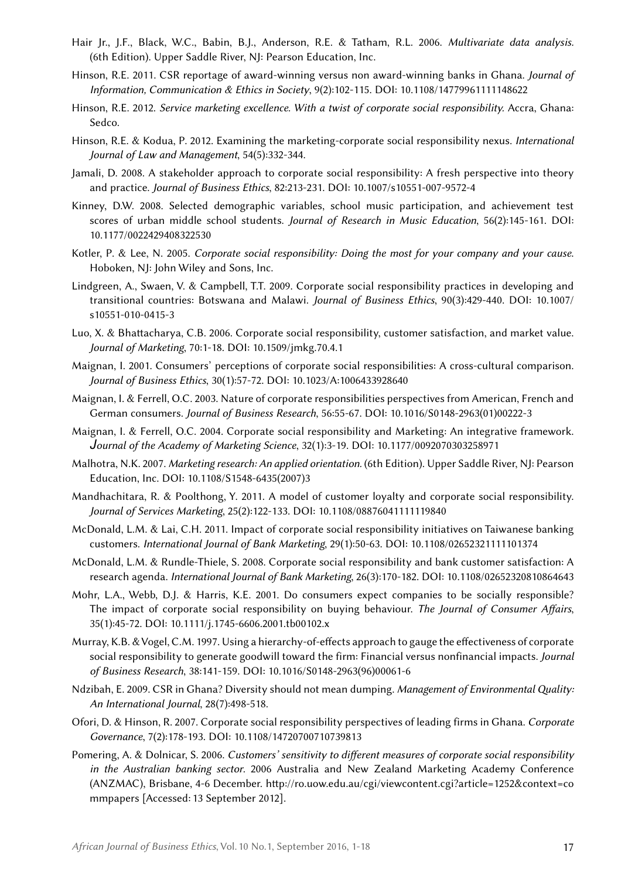Hair Jr., J.F., Black, W.C., Babin, B.J., Anderson, R.E. & Tatham, R.L. 2006. *Multivariate data analysis*. (6th Edition). Upper Saddle River, NJ: Pearson Education, Inc.

Hinson, R.E. 2011. CSR reportage of award-winning versus non award-winning banks in Ghana. *Journal of Information, Communication & Ethics in Society*, 9(2):102-115. DOI: 10.1108/14779961111148622

Hinson, R.E. 2012. *Service marketing excellence. With a twist of corporate social responsibility.* Accra, Ghana: Sedco.

Hinson, R.E. & Kodua, P. 2012. Examining the marketing-corporate social responsibility nexus. *International Journal of Law and Management*, 54(5):332-344.

Jamali, D. 2008. A stakeholder approach to corporate social responsibility: A fresh perspective into theory and practice. *Journal of Business Ethics*, 82:213-231. DOI: 10.1007/s10551-007-9572-4

Kinney, D.W. 2008. Selected demographic variables, school music participation, and achievement test scores of urban middle school students. *Journal of Research in Music Education*, 56(2):145-161. DOI: 10.1177/0022429408322530

Kotler, P. & Lee, N. 2005. *Corporate social responsibility: Doing the most for your company and your cause*. Hoboken, NJ: John Wiley and Sons, Inc.

Lindgreen, A., Swaen, V. & Campbell, T.T. 2009. Corporate social responsibility practices in developing and transitional countries: Botswana and Malawi. *Journal of Business Ethics*, 90(3):429-440. DOI: 10.1007/s10551-010-0415-3

Luo, X. & Bhattacharya, C.B. 2006. Corporate social responsibility, customer satisfaction, and market value. *Journal of Marketing*, 70:1-18. DOI: 10.1509/jmkg.70.4.1

Maignan, I. 2001. Consumers' perceptions of corporate social responsibilities: A cross-cultural comparison. *Journal of Business Ethics*, 30(1):57-72. DOI: 10.1023/A:1006433928640

Maignan, I. & Ferrell, O.C. 2003. Nature of corporate responsibilities perspectives from American, French and German consumers. *Journal of Business Research*, 56:55-67. DOI: 10.1016/S0148-2963(01)00222-3

Maignan, I. & Ferrell, O.C. 2004. Corporate social responsibility and Marketing: An integrative framework. *Journal of the Academy of Marketing Science*, 32(1):3-19. DOI: 10.1177/0092070303258971

Malhotra, N.K. 2007. *Marketing research: An applied orientation*. (6th Edition). Upper Saddle River, NJ: Pearson Education, Inc. DOI: 10.1108/S1548-6435(2007)3

Mandhachitara, R. & Poolthong, Y. 2011. A model of customer loyalty and corporate social responsibility. *Journal of Services Marketing*, 25(2):122-133. DOI: 10.1108/08876041111119840

McDonald, L.M. & Lai, C.H. 2011. Impact of corporate social responsibility initiatives on Taiwanese banking customers. *International Journal of Bank Marketing*, 29(1):50-63. DOI: 10.1108/02652321111101374

McDonald, L.M. & Rundle-Thiele, S. 2008. Corporate social responsibility and bank customer satisfaction: A research agenda. *International Journal of Bank Marketing*, 26(3):170-182. DOI: 10.1108/02652320810864643

Mohr, L.A., Webb, D.J. & Harris, K.E. 2001. Do consumers expect companies to be socially responsible? The impact of corporate social responsibility on buying behaviour. *The Journal of Consumer Affairs*, 35(1):45-72. DOI: 10.1111/j.1745-6606.2001.tb00102.x

Murray, K.B. & Vogel, C.M. 1997. Using a hierarchy-of-effects approach to gauge the effectiveness of corporate social responsibility to generate goodwill toward the firm: Financial versus nonfinancial impacts. *Journal of Business Research*, 38:141-159. DOI: 10.1016/S0148-2963(96)00061-6

Ndzibah, E. 2009. CSR in Ghana? Diversity should not mean dumping. *Management of Environmental Quality: An International Journal*, 28(7):498-518.

Ofori, D. & Hinson, R. 2007. Corporate social responsibility perspectives of leading firms in Ghana. *Corporate Governance*, 7(2):178-193. DOI: 10.1108/14720700710739813

Pomering, A. & Dolnicar, S. 2006. *Customers' sensitivity to different measures of corporate social responsibility in the Australian banking sector*. 2006 Australia and New Zealand Marketing Academy Conference (ANZMAC), Brisbane, 4-6 December. http://ro.uow.edu.au/cgi/viewcontent.cgi?article=1252&context=commpapers [Accessed: 13 September 2012].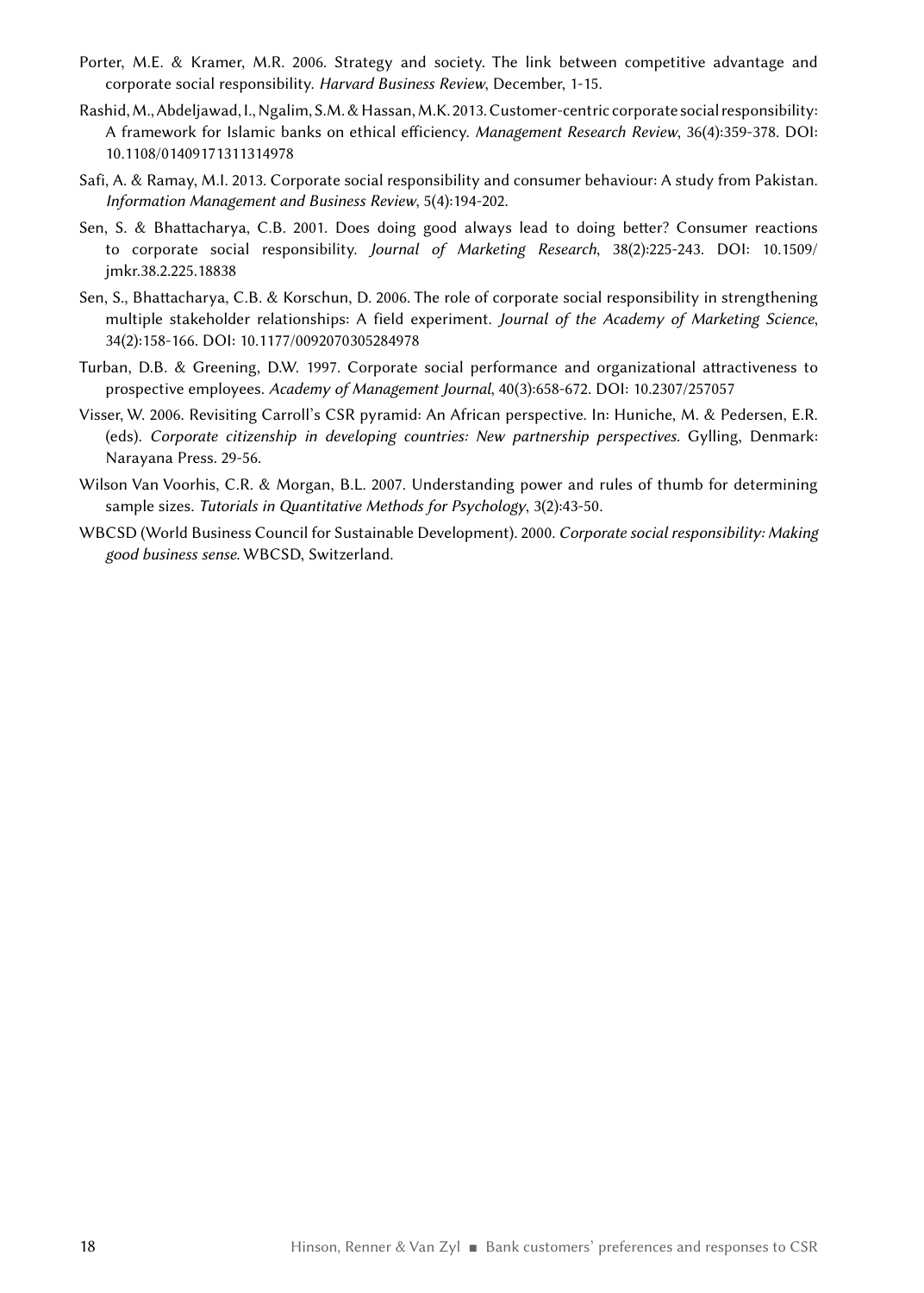Porter, M.E. & Kramer, M.R. 2006. Strategy and society. The link between competitive advantage and corporate social responsibility. *Harvard Business Review*, December, 1-15.

Rashid, M., Abdeljawad, I., Ngalim, S.M. & Hassan, M.K. 2013. Customer-centric corporate social responsibility: A framework for Islamic banks on ethical efficiency. *Management Research Review*, 36(4):359-378. DOI: 10.1108/01409171311314978

Safi, A. & Ramay, M.I. 2013. Corporate social responsibility and consumer behaviour: A study from Pakistan. *Information Management and Business Review*, 5(4):194-202.

Sen, S. & Bhattacharya, C.B. 2001. Does doing good always lead to doing better? Consumer reactions to corporate social responsibility. *Journal of Marketing Research*, 38(2):225-243. DOI: 10.1509/jmkr.38.2.225.18838

Sen, S., Bhattacharya, C.B. & Korschun, D. 2006. The role of corporate social responsibility in strengthening multiple stakeholder relationships: A field experiment. *Journal of the Academy of Marketing Science*, 34(2):158-166. DOI: 10.1177/0092070305284978

Turban, D.B. & Greening, D.W. 1997. Corporate social performance and organizational attractiveness to prospective employees. *Academy of Management Journal*, 40(3):658-672. DOI: 10.2307/257057

Visser, W. 2006. Revisiting Carroll's CSR pyramid: An African perspective. In: Huniche, M. & Pedersen, E.R. (eds). *Corporate citizenship in developing countries: New partnership perspectives*. Gylling, Denmark: Narayana Press. 29-56.

Wilson Van Voorhis, C.R. & Morgan, B.L. 2007. Understanding power and rules of thumb for determining sample sizes. *Tutorials in Quantitative Methods for Psychology*, 3(2):43-50.

WBCSD (World Business Council for Sustainable Development). 2000. *Corporate social responsibility: Making good business sense*. WBCSD, Switzerland.